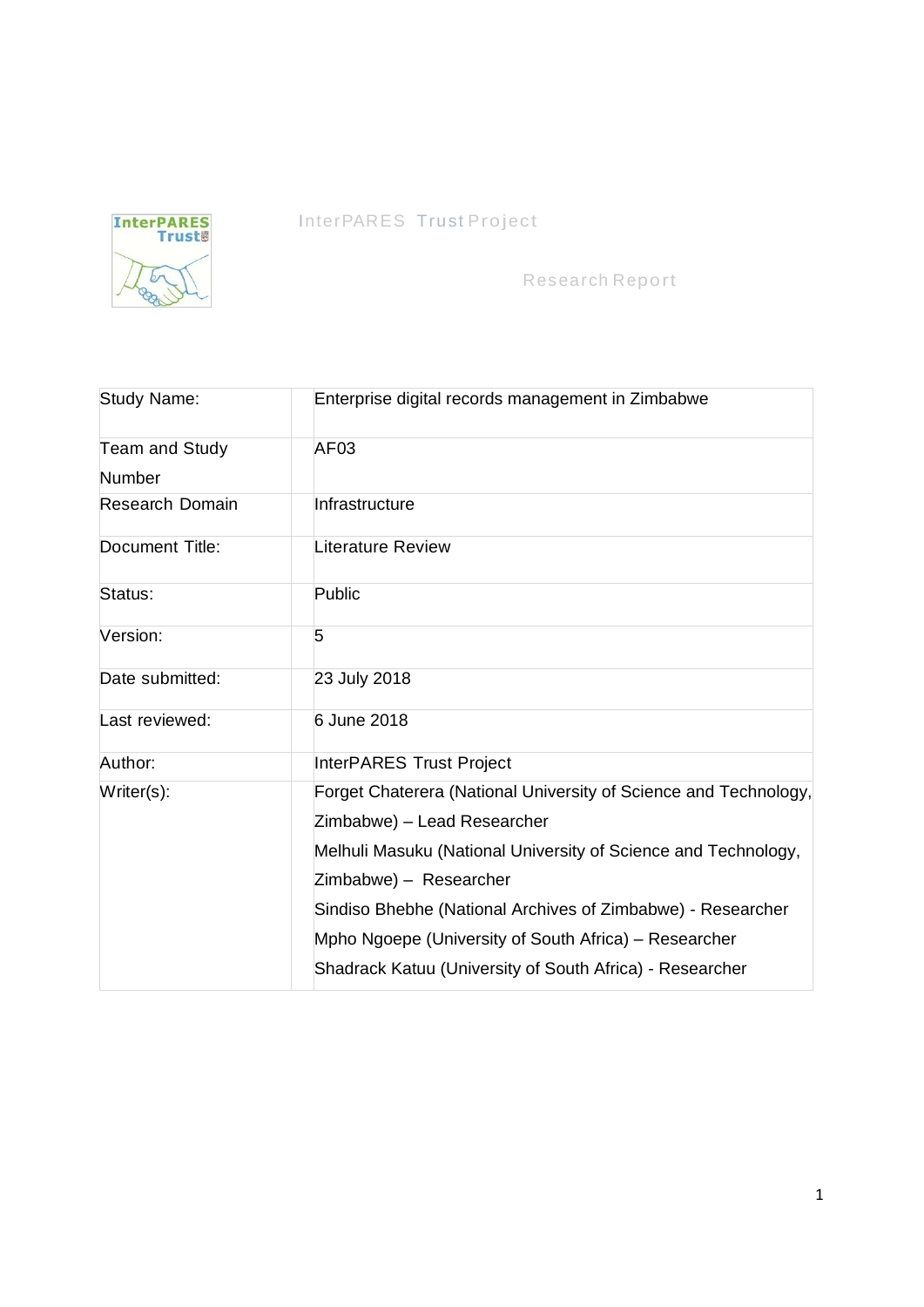InterPARES Trust Project

Research Report

| Study Name: | Enterprise digital records management in Zimbabwe |
|---|---|
| Team and Study Number | AF03 |
| Research Domain | Infrastructure |
| Document Title: | Literature Review |
| Status: | Public |
| Version: | 5 |
| Date submitted: | 23 July 2018 |
| Last reviewed: | 6 June 2018 |
| Author: | InterPARES Trust Project |
| Writer(s): | Forget Chaterera (National University of Science and Technology, Zimbabwe) – Lead Researcher<br>Melhuli Masuku (National University of Science and Technology, Zimbabwe) – Researcher<br>Sindiso Bhebhe (National Archives of Zimbabwe) - Researcher<br>Mpho Ngoepe (University of South Africa) – Researcher<br>Shadrack Katuu (University of South Africa) - Researcher |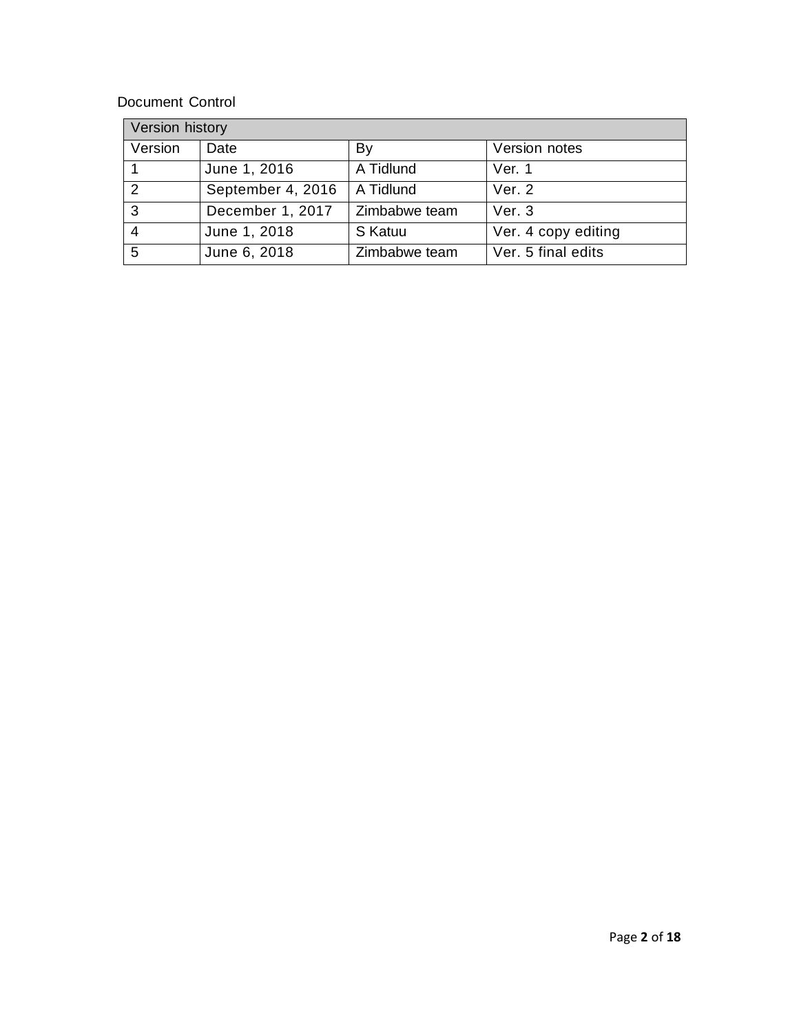Document Control

| Version history | | | |
|---|---|---|---|
| Version | Date | By | Version notes |
| 1 | June 1, 2016 | A Tidlund | Ver. 1 |
| 2 | September 4, 2016 | A Tidlund | Ver. 2 |
| 3 | December 1, 2017 | Zimbabwe team | Ver. 3 |
| 4 | June 1, 2018 | S Katuu | Ver. 4 copy editing |
| 5 | June 6, 2018 | Zimbabwe team | Ver. 5 final edits |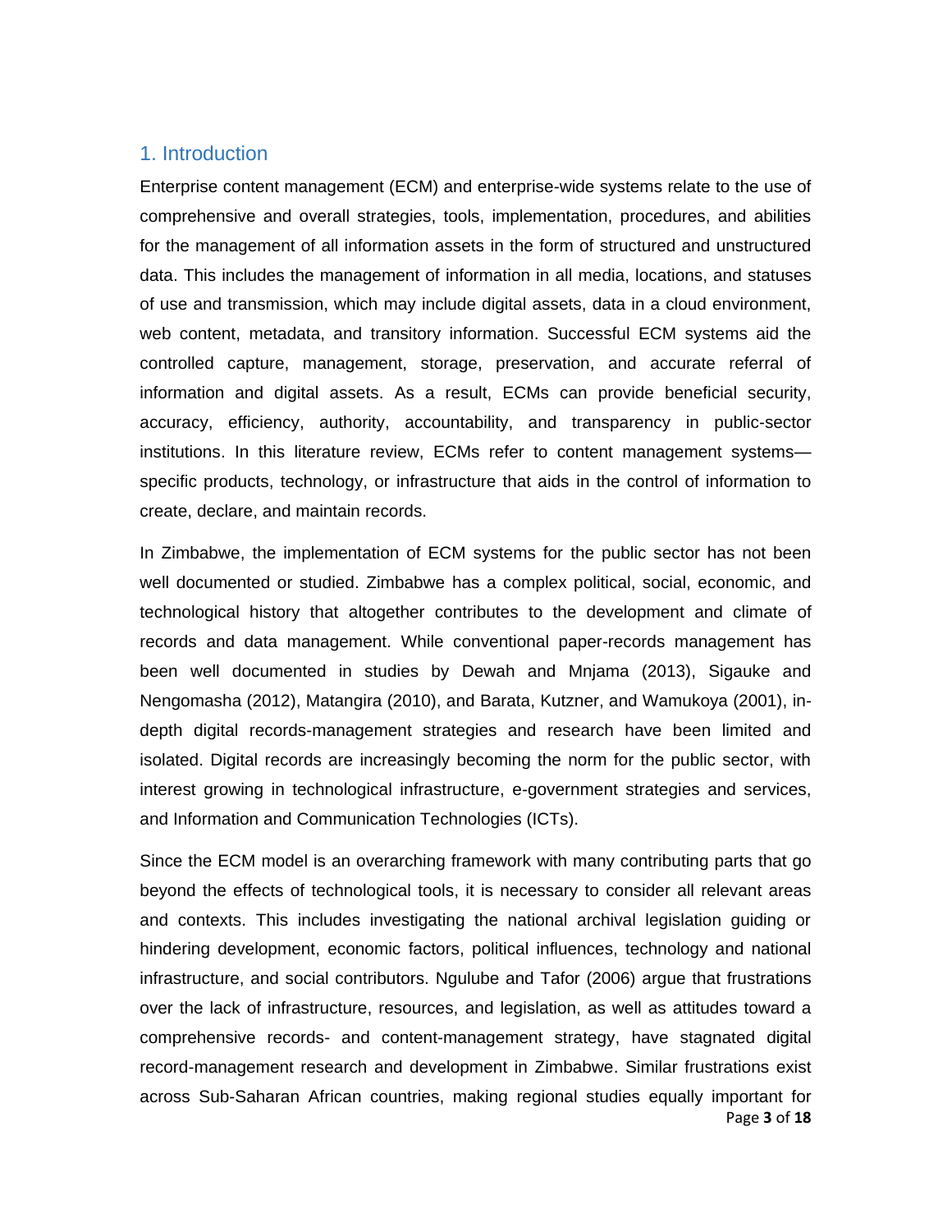## 1. Introduction

Enterprise content management (ECM) and enterprise-wide systems relate to the use of comprehensive and overall strategies, tools, implementation, procedures, and abilities for the management of all information assets in the form of structured and unstructured data. This includes the management of information in all media, locations, and statuses of use and transmission, which may include digital assets, data in a cloud environment, web content, metadata, and transitory information. Successful ECM systems aid the controlled capture, management, storage, preservation, and accurate referral of information and digital assets. As a result, ECMs can provide beneficial security, accuracy, efficiency, authority, accountability, and transparency in public-sector institutions. In this literature review, ECMs refer to content management systems—specific products, technology, or infrastructure that aids in the control of information to create, declare, and maintain records.

In Zimbabwe, the implementation of ECM systems for the public sector has not been well documented or studied. Zimbabwe has a complex political, social, economic, and technological history that altogether contributes to the development and climate of records and data management. While conventional paper-records management has been well documented in studies by Dewah and Mnjama (2013), Sigauke and Nengomasha (2012), Matangira (2010), and Barata, Kutzner, and Wamukoya (2001), in-depth digital records-management strategies and research have been limited and isolated. Digital records are increasingly becoming the norm for the public sector, with interest growing in technological infrastructure, e-government strategies and services, and Information and Communication Technologies (ICTs).

Since the ECM model is an overarching framework with many contributing parts that go beyond the effects of technological tools, it is necessary to consider all relevant areas and contexts. This includes investigating the national archival legislation guiding or hindering development, economic factors, political influences, technology and national infrastructure, and social contributors. Ngulube and Tafor (2006) argue that frustrations over the lack of infrastructure, resources, and legislation, as well as attitudes toward a comprehensive records- and content-management strategy, have stagnated digital record-management research and development in Zimbabwe. Similar frustrations exist across Sub-Saharan African countries, making regional studies equally important for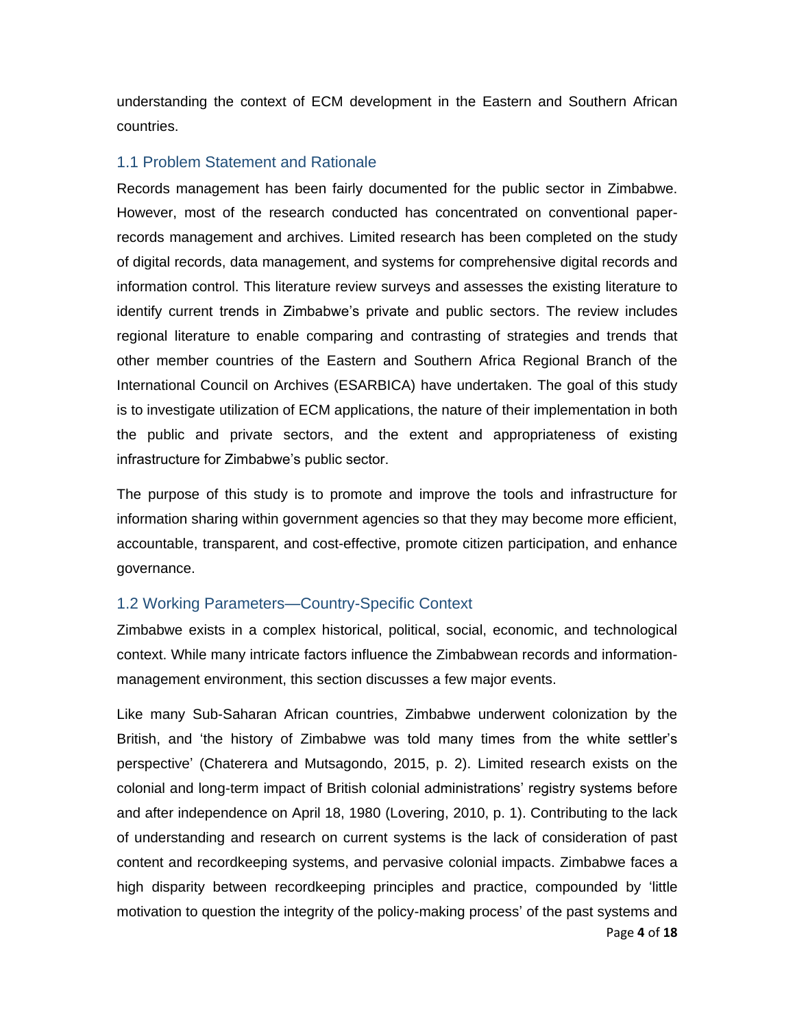understanding the context of ECM development in the Eastern and Southern African countries.

### 1.1 Problem Statement and Rationale

Records management has been fairly documented for the public sector in Zimbabwe. However, most of the research conducted has concentrated on conventional paper-records management and archives. Limited research has been completed on the study of digital records, data management, and systems for comprehensive digital records and information control. This literature review surveys and assesses the existing literature to identify current trends in Zimbabwe's private and public sectors. The review includes regional literature to enable comparing and contrasting of strategies and trends that other member countries of the Eastern and Southern Africa Regional Branch of the International Council on Archives (ESARBICA) have undertaken. The goal of this study is to investigate utilization of ECM applications, the nature of their implementation in both the public and private sectors, and the extent and appropriateness of existing infrastructure for Zimbabwe's public sector.

The purpose of this study is to promote and improve the tools and infrastructure for information sharing within government agencies so that they may become more efficient, accountable, transparent, and cost-effective, promote citizen participation, and enhance governance.

### 1.2 Working Parameters—Country-Specific Context

Zimbabwe exists in a complex historical, political, social, economic, and technological context. While many intricate factors influence the Zimbabwean records and information-management environment, this section discusses a few major events.

Like many Sub-Saharan African countries, Zimbabwe underwent colonization by the British, and 'the history of Zimbabwe was told many times from the white settler's perspective' (Chaterera and Mutsagondo, 2015, p. 2). Limited research exists on the colonial and long-term impact of British colonial administrations' registry systems before and after independence on April 18, 1980 (Lovering, 2010, p. 1). Contributing to the lack of understanding and research on current systems is the lack of consideration of past content and recordkeeping systems, and pervasive colonial impacts. Zimbabwe faces a high disparity between recordkeeping principles and practice, compounded by 'little motivation to question the integrity of the policy-making process' of the past systems and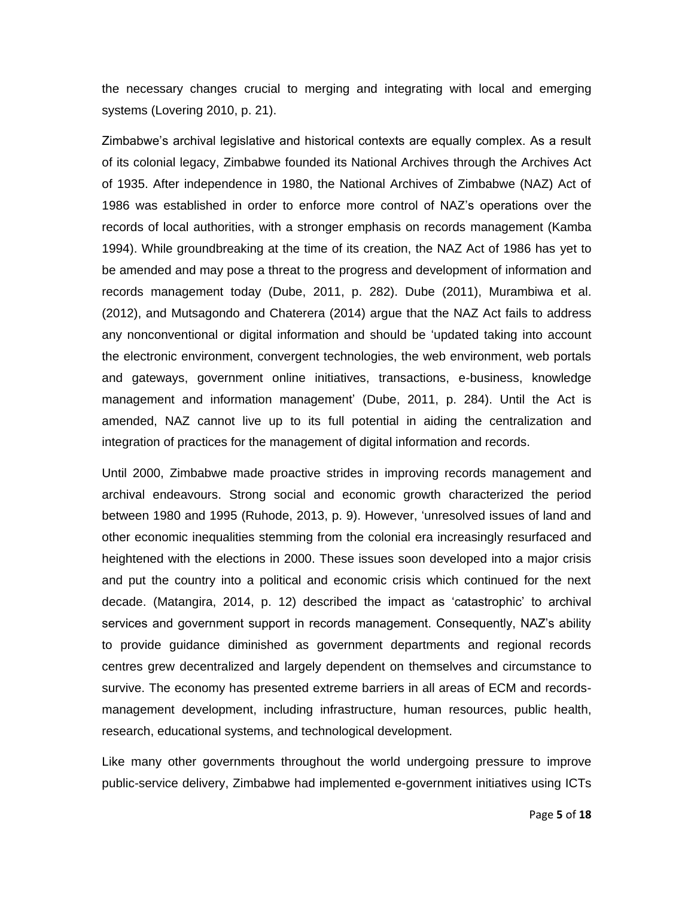the necessary changes crucial to merging and integrating with local and emerging systems (Lovering 2010, p. 21).

Zimbabwe's archival legislative and historical contexts are equally complex. As a result of its colonial legacy, Zimbabwe founded its National Archives through the Archives Act of 1935. After independence in 1980, the National Archives of Zimbabwe (NAZ) Act of 1986 was established in order to enforce more control of NAZ's operations over the records of local authorities, with a stronger emphasis on records management (Kamba 1994). While groundbreaking at the time of its creation, the NAZ Act of 1986 has yet to be amended and may pose a threat to the progress and development of information and records management today (Dube, 2011, p. 282). Dube (2011), Murambiwa et al. (2012), and Mutsagondo and Chaterera (2014) argue that the NAZ Act fails to address any nonconventional or digital information and should be 'updated taking into account the electronic environment, convergent technologies, the web environment, web portals and gateways, government online initiatives, transactions, e-business, knowledge management and information management' (Dube, 2011, p. 284). Until the Act is amended, NAZ cannot live up to its full potential in aiding the centralization and integration of practices for the management of digital information and records.

Until 2000, Zimbabwe made proactive strides in improving records management and archival endeavours. Strong social and economic growth characterized the period between 1980 and 1995 (Ruhode, 2013, p. 9). However, 'unresolved issues of land and other economic inequalities stemming from the colonial era increasingly resurfaced and heightened with the elections in 2000. These issues soon developed into a major crisis and put the country into a political and economic crisis which continued for the next decade. (Matangira, 2014, p. 12) described the impact as 'catastrophic' to archival services and government support in records management. Consequently, NAZ's ability to provide guidance diminished as government departments and regional records centres grew decentralized and largely dependent on themselves and circumstance to survive. The economy has presented extreme barriers in all areas of ECM and records-management development, including infrastructure, human resources, public health, research, educational systems, and technological development.

Like many other governments throughout the world undergoing pressure to improve public-service delivery, Zimbabwe had implemented e-government initiatives using ICTs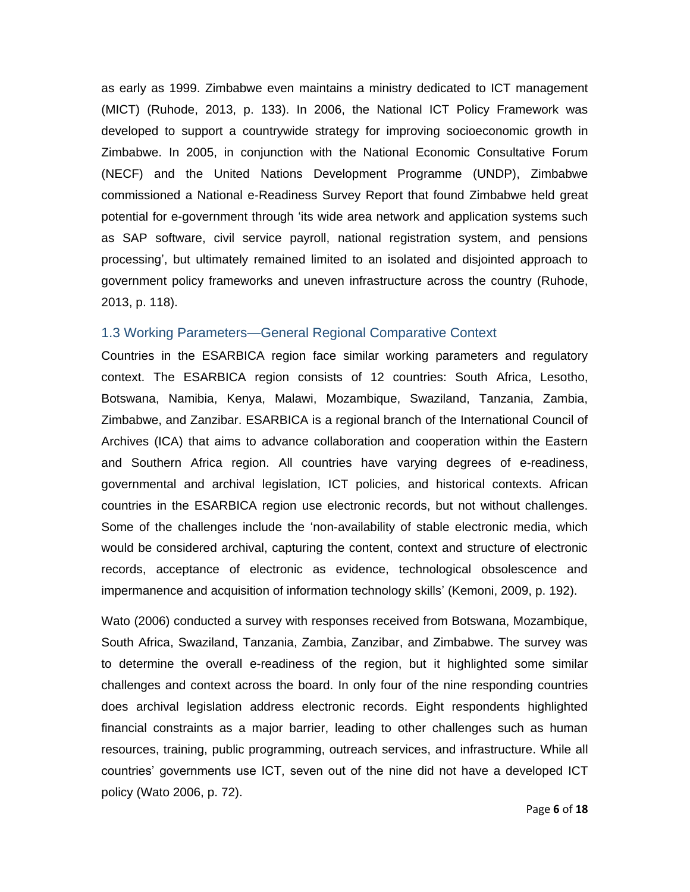as early as 1999. Zimbabwe even maintains a ministry dedicated to ICT management (MICT) (Ruhode, 2013, p. 133). In 2006, the National ICT Policy Framework was developed to support a countrywide strategy for improving socioeconomic growth in Zimbabwe. In 2005, in conjunction with the National Economic Consultative Forum (NECF) and the United Nations Development Programme (UNDP), Zimbabwe commissioned a National e-Readiness Survey Report that found Zimbabwe held great potential for e-government through 'its wide area network and application systems such as SAP software, civil service payroll, national registration system, and pensions processing', but ultimately remained limited to an isolated and disjointed approach to government policy frameworks and uneven infrastructure across the country (Ruhode, 2013, p. 118).

### 1.3 Working Parameters—General Regional Comparative Context

Countries in the ESARBICA region face similar working parameters and regulatory context. The ESARBICA region consists of 12 countries: South Africa, Lesotho, Botswana, Namibia, Kenya, Malawi, Mozambique, Swaziland, Tanzania, Zambia, Zimbabwe, and Zanzibar. ESARBICA is a regional branch of the International Council of Archives (ICA) that aims to advance collaboration and cooperation within the Eastern and Southern Africa region. All countries have varying degrees of e-readiness, governmental and archival legislation, ICT policies, and historical contexts. African countries in the ESARBICA region use electronic records, but not without challenges. Some of the challenges include the 'non-availability of stable electronic media, which would be considered archival, capturing the content, context and structure of electronic records, acceptance of electronic as evidence, technological obsolescence and impermanence and acquisition of information technology skills' (Kemoni, 2009, p. 192).

Wato (2006) conducted a survey with responses received from Botswana, Mozambique, South Africa, Swaziland, Tanzania, Zambia, Zanzibar, and Zimbabwe. The survey was to determine the overall e-readiness of the region, but it highlighted some similar challenges and context across the board. In only four of the nine responding countries does archival legislation address electronic records. Eight respondents highlighted financial constraints as a major barrier, leading to other challenges such as human resources, training, public programming, outreach services, and infrastructure. While all countries' governments use ICT, seven out of the nine did not have a developed ICT policy (Wato 2006, p. 72).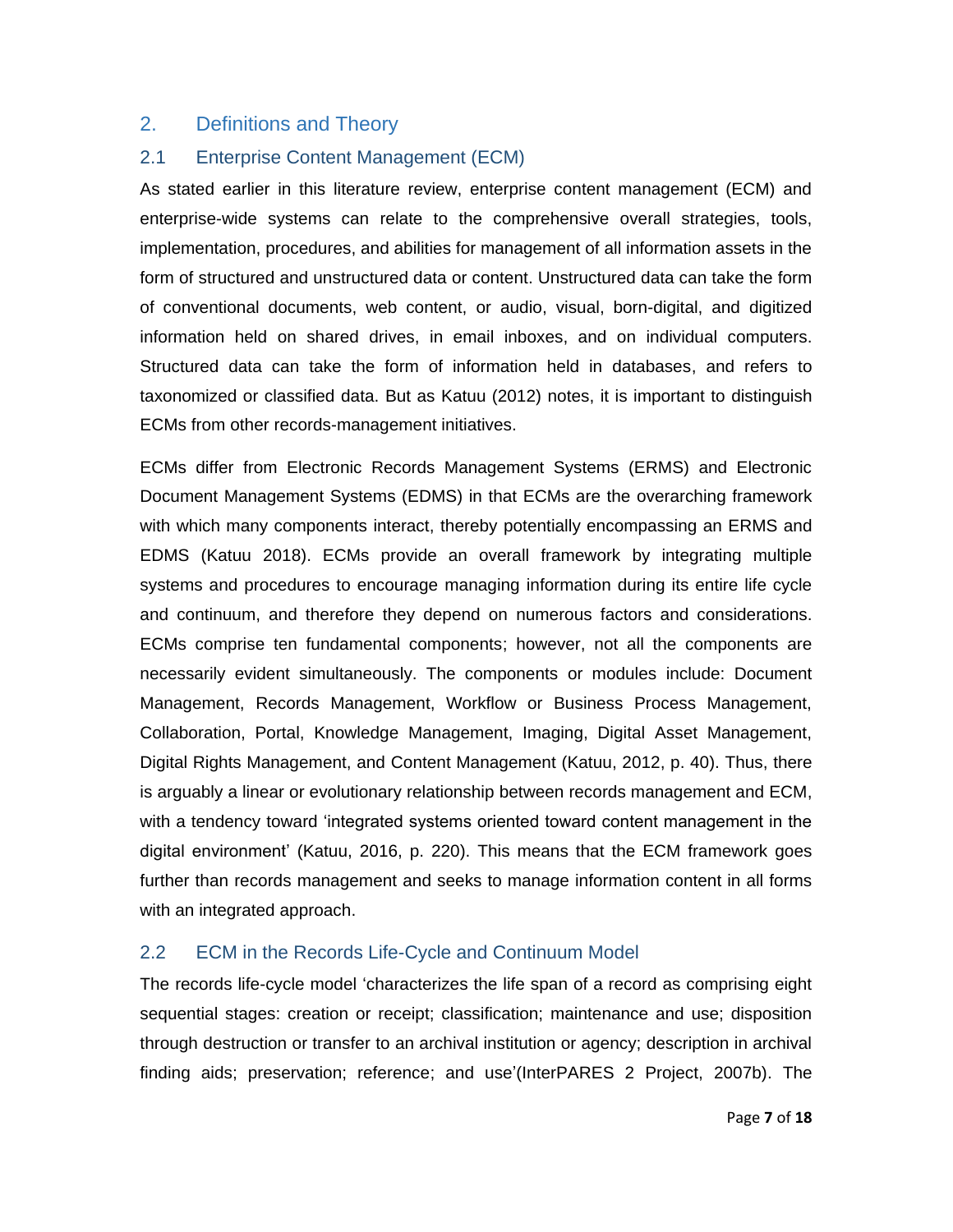## 2. Definitions and Theory

### 2.1 Enterprise Content Management (ECM)

As stated earlier in this literature review, enterprise content management (ECM) and enterprise-wide systems can relate to the comprehensive overall strategies, tools, implementation, procedures, and abilities for management of all information assets in the form of structured and unstructured data or content. Unstructured data can take the form of conventional documents, web content, or audio, visual, born-digital, and digitized information held on shared drives, in email inboxes, and on individual computers. Structured data can take the form of information held in databases, and refers to taxonomized or classified data. But as Katuu (2012) notes, it is important to distinguish ECMs from other records-management initiatives.

ECMs differ from Electronic Records Management Systems (ERMS) and Electronic Document Management Systems (EDMS) in that ECMs are the overarching framework with which many components interact, thereby potentially encompassing an ERMS and EDMS (Katuu 2018). ECMs provide an overall framework by integrating multiple systems and procedures to encourage managing information during its entire life cycle and continuum, and therefore they depend on numerous factors and considerations. ECMs comprise ten fundamental components; however, not all the components are necessarily evident simultaneously. The components or modules include: Document Management, Records Management, Workflow or Business Process Management, Collaboration, Portal, Knowledge Management, Imaging, Digital Asset Management, Digital Rights Management, and Content Management (Katuu, 2012, p. 40). Thus, there is arguably a linear or evolutionary relationship between records management and ECM, with a tendency toward 'integrated systems oriented toward content management in the digital environment' (Katuu, 2016, p. 220). This means that the ECM framework goes further than records management and seeks to manage information content in all forms with an integrated approach.

### 2.2 ECM in the Records Life-Cycle and Continuum Model

The records life-cycle model 'characterizes the life span of a record as comprising eight sequential stages: creation or receipt; classification; maintenance and use; disposition through destruction or transfer to an archival institution or agency; description in archival finding aids; preservation; reference; and use'(InterPARES 2 Project, 2007b). The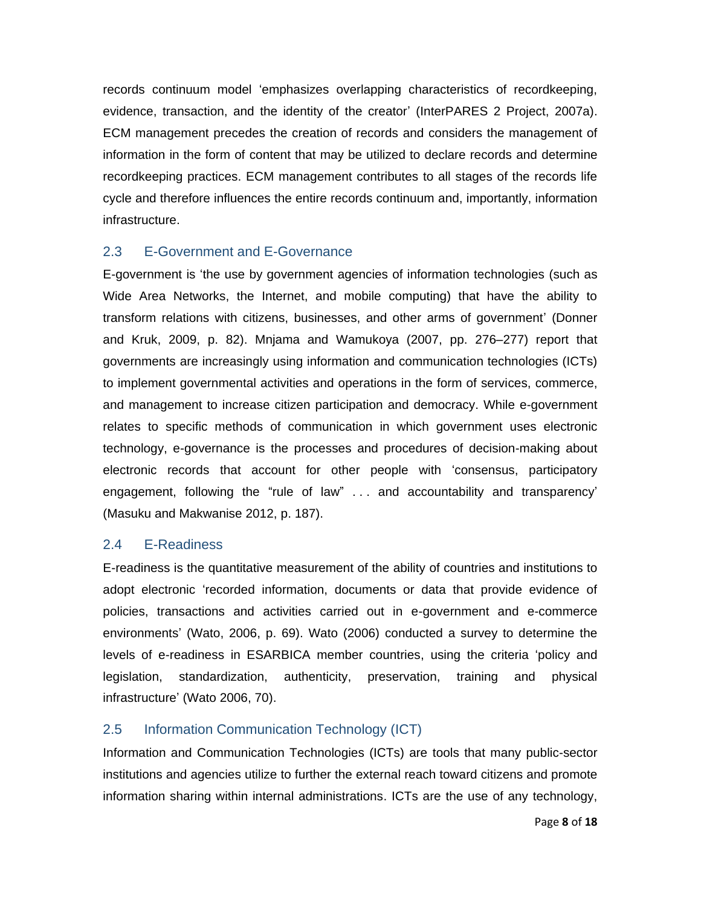records continuum model 'emphasizes overlapping characteristics of recordkeeping, evidence, transaction, and the identity of the creator' (InterPARES 2 Project, 2007a). ECM management precedes the creation of records and considers the management of information in the form of content that may be utilized to declare records and determine recordkeeping practices. ECM management contributes to all stages of the records life cycle and therefore influences the entire records continuum and, importantly, information infrastructure.

## 2.3 E-Government and E-Governance

E-government is 'the use by government agencies of information technologies (such as Wide Area Networks, the Internet, and mobile computing) that have the ability to transform relations with citizens, businesses, and other arms of government' (Donner and Kruk, 2009, p. 82). Mnjama and Wamukoya (2007, pp. 276–277) report that governments are increasingly using information and communication technologies (ICTs) to implement governmental activities and operations in the form of services, commerce, and management to increase citizen participation and democracy. While e-government relates to specific methods of communication in which government uses electronic technology, e-governance is the processes and procedures of decision-making about electronic records that account for other people with 'consensus, participatory engagement, following the "rule of law" . . . and accountability and transparency' (Masuku and Makwanise 2012, p. 187).

## 2.4 E-Readiness

E-readiness is the quantitative measurement of the ability of countries and institutions to adopt electronic 'recorded information, documents or data that provide evidence of policies, transactions and activities carried out in e-government and e-commerce environments' (Wato, 2006, p. 69). Wato (2006) conducted a survey to determine the levels of e-readiness in ESARBICA member countries, using the criteria 'policy and legislation, standardization, authenticity, preservation, training and physical infrastructure' (Wato 2006, 70).

## 2.5 Information Communication Technology (ICT)

Information and Communication Technologies (ICTs) are tools that many public-sector institutions and agencies utilize to further the external reach toward citizens and promote information sharing within internal administrations. ICTs are the use of any technology,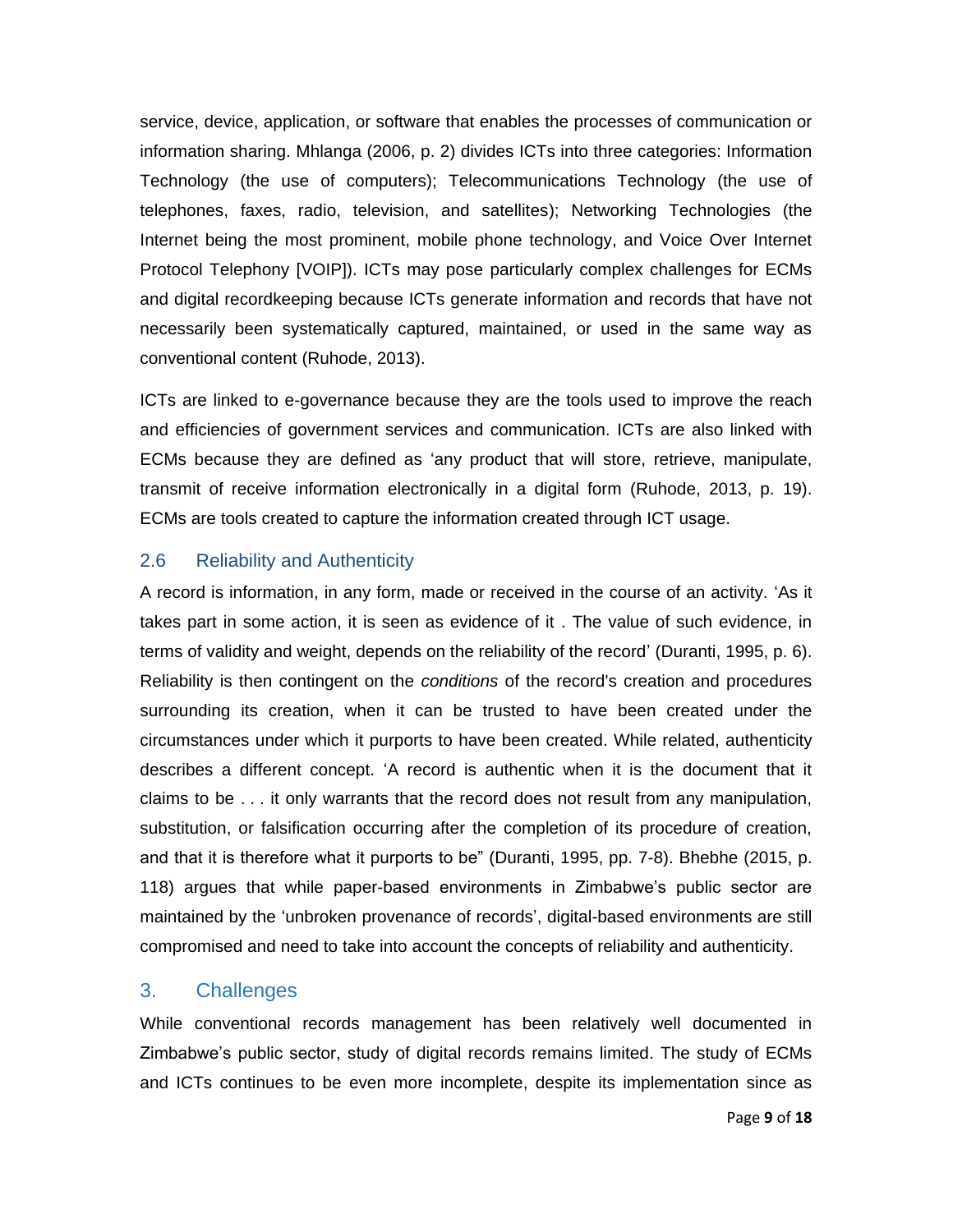service, device, application, or software that enables the processes of communication or information sharing. Mhlanga (2006, p. 2) divides ICTs into three categories: Information Technology (the use of computers); Telecommunications Technology (the use of telephones, faxes, radio, television, and satellites); Networking Technologies (the Internet being the most prominent, mobile phone technology, and Voice Over Internet Protocol Telephony [VOIP]). ICTs may pose particularly complex challenges for ECMs and digital recordkeeping because ICTs generate information and records that have not necessarily been systematically captured, maintained, or used in the same way as conventional content (Ruhode, 2013).

ICTs are linked to e-governance because they are the tools used to improve the reach and efficiencies of government services and communication. ICTs are also linked with ECMs because they are defined as 'any product that will store, retrieve, manipulate, transmit of receive information electronically in a digital form (Ruhode, 2013, p. 19). ECMs are tools created to capture the information created through ICT usage.

## 2.6 Reliability and Authenticity

A record is information, in any form, made or received in the course of an activity. 'As it takes part in some action, it is seen as evidence of it . The value of such evidence, in terms of validity and weight, depends on the reliability of the record' (Duranti, 1995, p. 6). Reliability is then contingent on the *conditions* of the record's creation and procedures surrounding its creation, when it can be trusted to have been created under the circumstances under which it purports to have been created. While related, authenticity describes a different concept. 'A record is authentic when it is the document that it claims to be . . . it only warrants that the record does not result from any manipulation, substitution, or falsification occurring after the completion of its procedure of creation, and that it is therefore what it purports to be" (Duranti, 1995, pp. 7-8). Bhebhe (2015, p. 118) argues that while paper-based environments in Zimbabwe's public sector are maintained by the 'unbroken provenance of records', digital-based environments are still compromised and need to take into account the concepts of reliability and authenticity.

# 3. Challenges

While conventional records management has been relatively well documented in Zimbabwe's public sector, study of digital records remains limited. The study of ECMs and ICTs continues to be even more incomplete, despite its implementation since as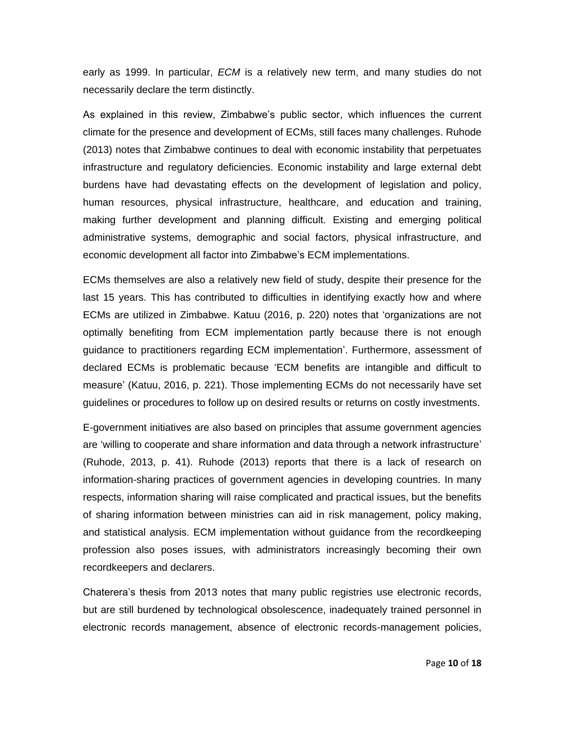early as 1999. In particular, *ECM* is a relatively new term, and many studies do not necessarily declare the term distinctly.

As explained in this review, Zimbabwe's public sector, which influences the current climate for the presence and development of ECMs, still faces many challenges. Ruhode (2013) notes that Zimbabwe continues to deal with economic instability that perpetuates infrastructure and regulatory deficiencies. Economic instability and large external debt burdens have had devastating effects on the development of legislation and policy, human resources, physical infrastructure, healthcare, and education and training, making further development and planning difficult. Existing and emerging political administrative systems, demographic and social factors, physical infrastructure, and economic development all factor into Zimbabwe's ECM implementations.

ECMs themselves are also a relatively new field of study, despite their presence for the last 15 years. This has contributed to difficulties in identifying exactly how and where ECMs are utilized in Zimbabwe. Katuu (2016, p. 220) notes that 'organizations are not optimally benefiting from ECM implementation partly because there is not enough guidance to practitioners regarding ECM implementation'. Furthermore, assessment of declared ECMs is problematic because 'ECM benefits are intangible and difficult to measure' (Katuu, 2016, p. 221). Those implementing ECMs do not necessarily have set guidelines or procedures to follow up on desired results or returns on costly investments.

E-government initiatives are also based on principles that assume government agencies are 'willing to cooperate and share information and data through a network infrastructure' (Ruhode, 2013, p. 41). Ruhode (2013) reports that there is a lack of research on information-sharing practices of government agencies in developing countries. In many respects, information sharing will raise complicated and practical issues, but the benefits of sharing information between ministries can aid in risk management, policy making, and statistical analysis. ECM implementation without guidance from the recordkeeping profession also poses issues, with administrators increasingly becoming their own recordkeepers and declarers.

Chaterera's thesis from 2013 notes that many public registries use electronic records, but are still burdened by technological obsolescence, inadequately trained personnel in electronic records management, absence of electronic records-management policies,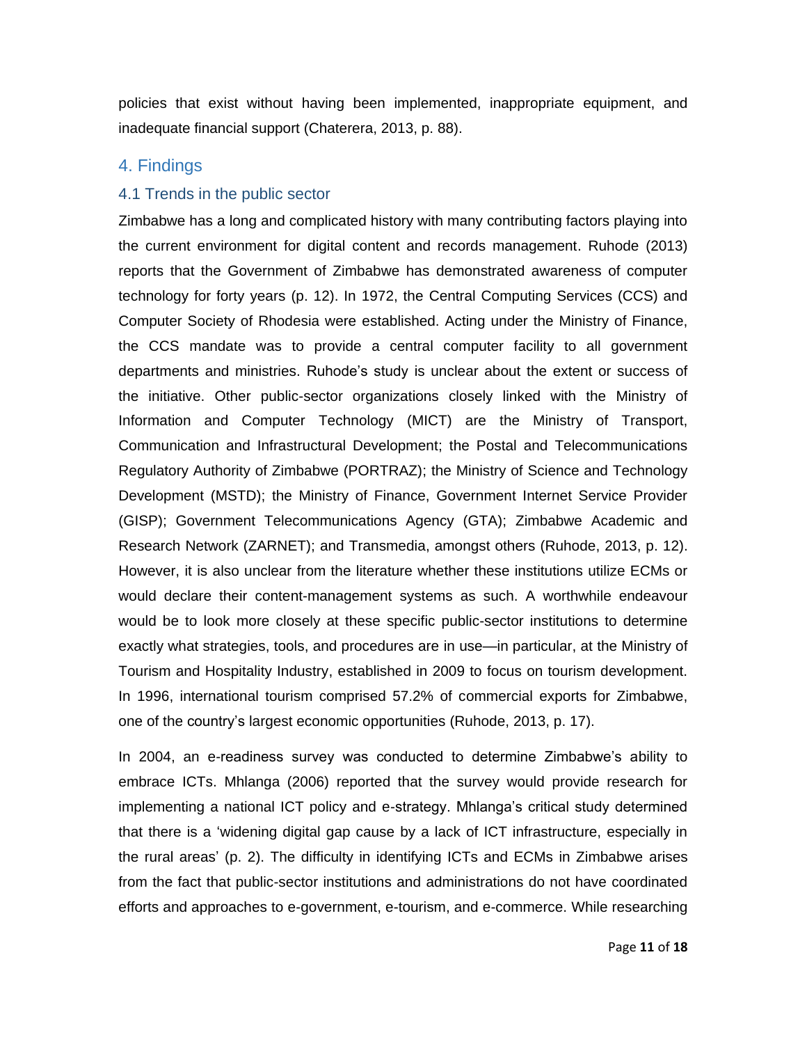policies that exist without having been implemented, inappropriate equipment, and inadequate financial support (Chaterera, 2013, p. 88).

## 4. Findings

### 4.1 Trends in the public sector

Zimbabwe has a long and complicated history with many contributing factors playing into the current environment for digital content and records management. Ruhode (2013) reports that the Government of Zimbabwe has demonstrated awareness of computer technology for forty years (p. 12). In 1972, the Central Computing Services (CCS) and Computer Society of Rhodesia were established. Acting under the Ministry of Finance, the CCS mandate was to provide a central computer facility to all government departments and ministries. Ruhode's study is unclear about the extent or success of the initiative. Other public-sector organizations closely linked with the Ministry of Information and Computer Technology (MICT) are the Ministry of Transport, Communication and Infrastructural Development; the Postal and Telecommunications Regulatory Authority of Zimbabwe (PORTRAZ); the Ministry of Science and Technology Development (MSTD); the Ministry of Finance, Government Internet Service Provider (GISP); Government Telecommunications Agency (GTA); Zimbabwe Academic and Research Network (ZARNET); and Transmedia, amongst others (Ruhode, 2013, p. 12). However, it is also unclear from the literature whether these institutions utilize ECMs or would declare their content-management systems as such. A worthwhile endeavour would be to look more closely at these specific public-sector institutions to determine exactly what strategies, tools, and procedures are in use—in particular, at the Ministry of Tourism and Hospitality Industry, established in 2009 to focus on tourism development. In 1996, international tourism comprised 57.2% of commercial exports for Zimbabwe, one of the country's largest economic opportunities (Ruhode, 2013, p. 17).

In 2004, an e-readiness survey was conducted to determine Zimbabwe's ability to embrace ICTs. Mhlanga (2006) reported that the survey would provide research for implementing a national ICT policy and e-strategy. Mhlanga's critical study determined that there is a 'widening digital gap cause by a lack of ICT infrastructure, especially in the rural areas' (p. 2). The difficulty in identifying ICTs and ECMs in Zimbabwe arises from the fact that public-sector institutions and administrations do not have coordinated efforts and approaches to e-government, e-tourism, and e-commerce. While researching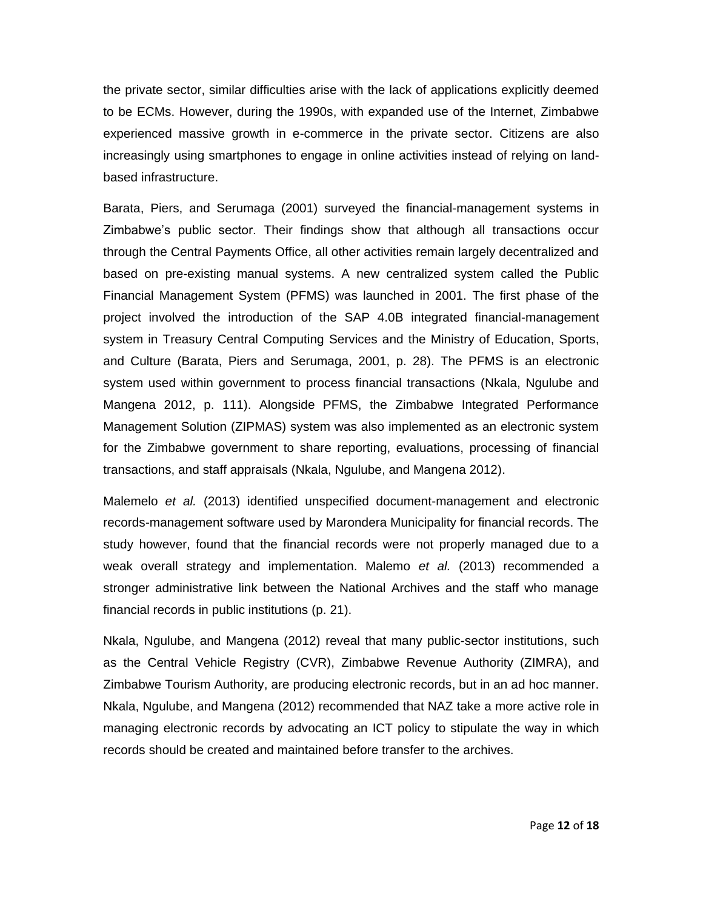the private sector, similar difficulties arise with the lack of applications explicitly deemed to be ECMs. However, during the 1990s, with expanded use of the Internet, Zimbabwe experienced massive growth in e-commerce in the private sector. Citizens are also increasingly using smartphones to engage in online activities instead of relying on land-based infrastructure.

Barata, Piers, and Serumaga (2001) surveyed the financial-management systems in Zimbabwe's public sector. Their findings show that although all transactions occur through the Central Payments Office, all other activities remain largely decentralized and based on pre-existing manual systems. A new centralized system called the Public Financial Management System (PFMS) was launched in 2001. The first phase of the project involved the introduction of the SAP 4.0B integrated financial-management system in Treasury Central Computing Services and the Ministry of Education, Sports, and Culture (Barata, Piers and Serumaga, 2001, p. 28). The PFMS is an electronic system used within government to process financial transactions (Nkala, Ngulube and Mangena 2012, p. 111). Alongside PFMS, the Zimbabwe Integrated Performance Management Solution (ZIPMAS) system was also implemented as an electronic system for the Zimbabwe government to share reporting, evaluations, processing of financial transactions, and staff appraisals (Nkala, Ngulube, and Mangena 2012).

Malemelo *et al.* (2013) identified unspecified document-management and electronic records-management software used by Marondera Municipality for financial records. The study however, found that the financial records were not properly managed due to a weak overall strategy and implementation. Malemo *et al.* (2013) recommended a stronger administrative link between the National Archives and the staff who manage financial records in public institutions (p. 21).

Nkala, Ngulube, and Mangena (2012) reveal that many public-sector institutions, such as the Central Vehicle Registry (CVR), Zimbabwe Revenue Authority (ZIMRA), and Zimbabwe Tourism Authority, are producing electronic records, but in an ad hoc manner. Nkala, Ngulube, and Mangena (2012) recommended that NAZ take a more active role in managing electronic records by advocating an ICT policy to stipulate the way in which records should be created and maintained before transfer to the archives.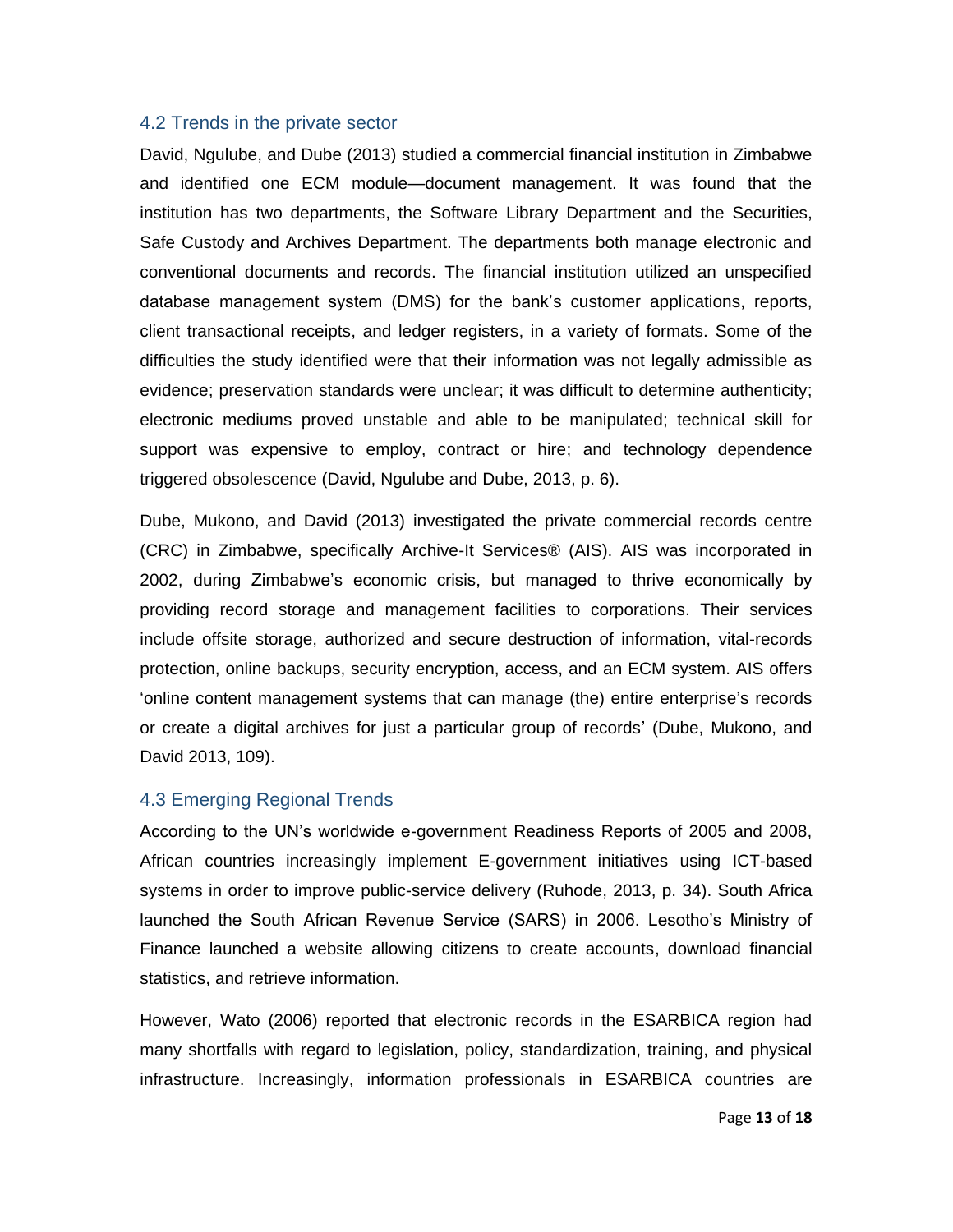## 4.2 Trends in the private sector

David, Ngulube, and Dube (2013) studied a commercial financial institution in Zimbabwe and identified one ECM module—document management. It was found that the institution has two departments, the Software Library Department and the Securities, Safe Custody and Archives Department. The departments both manage electronic and conventional documents and records. The financial institution utilized an unspecified database management system (DMS) for the bank's customer applications, reports, client transactional receipts, and ledger registers, in a variety of formats. Some of the difficulties the study identified were that their information was not legally admissible as evidence; preservation standards were unclear; it was difficult to determine authenticity; electronic mediums proved unstable and able to be manipulated; technical skill for support was expensive to employ, contract or hire; and technology dependence triggered obsolescence (David, Ngulube and Dube, 2013, p. 6).

Dube, Mukono, and David (2013) investigated the private commercial records centre (CRC) in Zimbabwe, specifically Archive-It Services® (AIS). AIS was incorporated in 2002, during Zimbabwe's economic crisis, but managed to thrive economically by providing record storage and management facilities to corporations. Their services include offsite storage, authorized and secure destruction of information, vital-records protection, online backups, security encryption, access, and an ECM system. AIS offers 'online content management systems that can manage (the) entire enterprise's records or create a digital archives for just a particular group of records' (Dube, Mukono, and David 2013, 109).

## 4.3 Emerging Regional Trends

According to the UN's worldwide e-government Readiness Reports of 2005 and 2008, African countries increasingly implement E-government initiatives using ICT-based systems in order to improve public-service delivery (Ruhode, 2013, p. 34). South Africa launched the South African Revenue Service (SARS) in 2006. Lesotho's Ministry of Finance launched a website allowing citizens to create accounts, download financial statistics, and retrieve information.

However, Wato (2006) reported that electronic records in the ESARBICA region had many shortfalls with regard to legislation, policy, standardization, training, and physical infrastructure. Increasingly, information professionals in ESARBICA countries are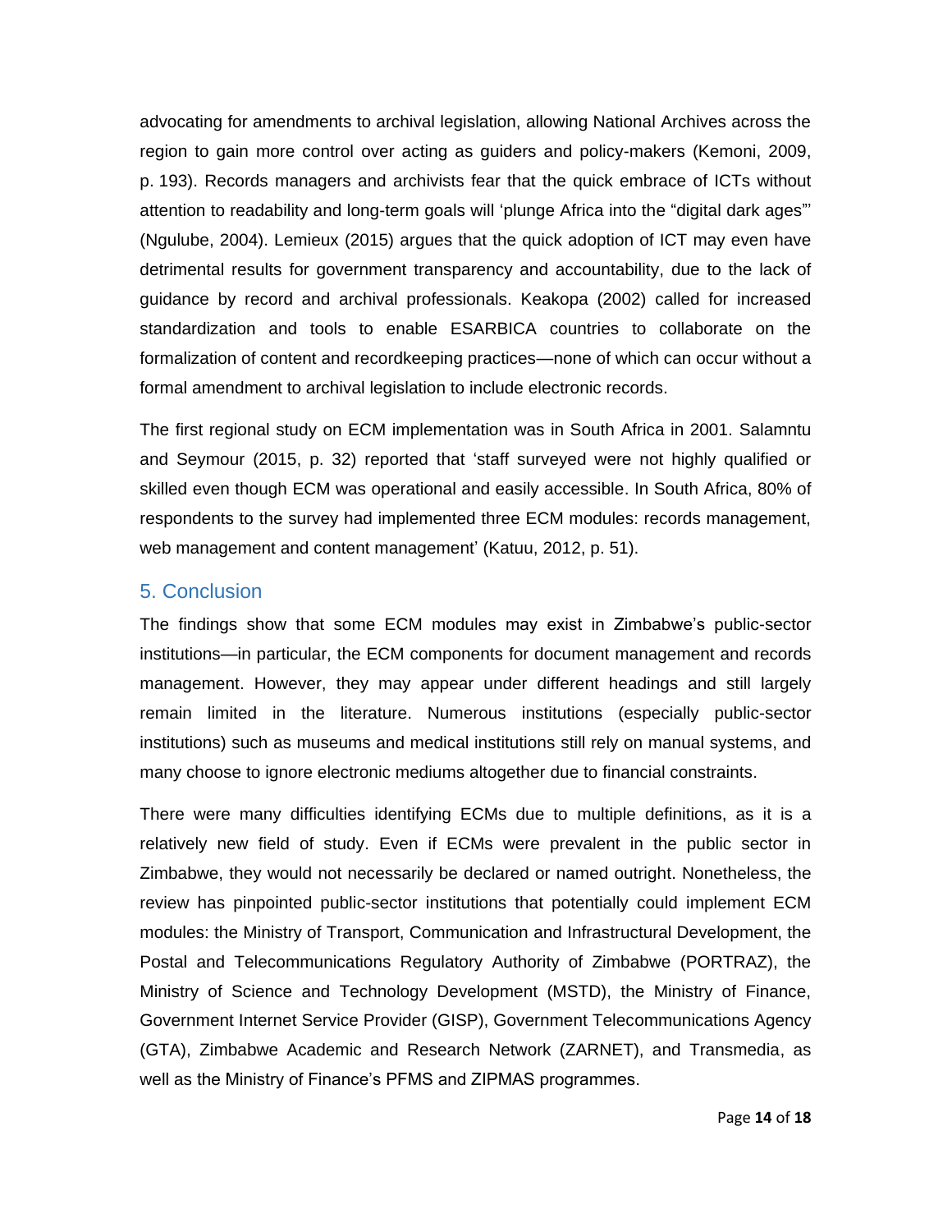advocating for amendments to archival legislation, allowing National Archives across the region to gain more control over acting as guiders and policy-makers (Kemoni, 2009, p. 193). Records managers and archivists fear that the quick embrace of ICTs without attention to readability and long-term goals will 'plunge Africa into the "digital dark ages"' (Ngulube, 2004). Lemieux (2015) argues that the quick adoption of ICT may even have detrimental results for government transparency and accountability, due to the lack of guidance by record and archival professionals. Keakopa (2002) called for increased standardization and tools to enable ESARBICA countries to collaborate on the formalization of content and recordkeeping practices—none of which can occur without a formal amendment to archival legislation to include electronic records.

The first regional study on ECM implementation was in South Africa in 2001. Salamntu and Seymour (2015, p. 32) reported that 'staff surveyed were not highly qualified or skilled even though ECM was operational and easily accessible. In South Africa, 80% of respondents to the survey had implemented three ECM modules: records management, web management and content management' (Katuu, 2012, p. 51).

## 5. Conclusion

The findings show that some ECM modules may exist in Zimbabwe's public-sector institutions—in particular, the ECM components for document management and records management. However, they may appear under different headings and still largely remain limited in the literature. Numerous institutions (especially public-sector institutions) such as museums and medical institutions still rely on manual systems, and many choose to ignore electronic mediums altogether due to financial constraints.

There were many difficulties identifying ECMs due to multiple definitions, as it is a relatively new field of study. Even if ECMs were prevalent in the public sector in Zimbabwe, they would not necessarily be declared or named outright. Nonetheless, the review has pinpointed public-sector institutions that potentially could implement ECM modules: the Ministry of Transport, Communication and Infrastructural Development, the Postal and Telecommunications Regulatory Authority of Zimbabwe (PORTRAZ), the Ministry of Science and Technology Development (MSTD), the Ministry of Finance, Government Internet Service Provider (GISP), Government Telecommunications Agency (GTA), Zimbabwe Academic and Research Network (ZARNET), and Transmedia, as well as the Ministry of Finance's PFMS and ZIPMAS programmes.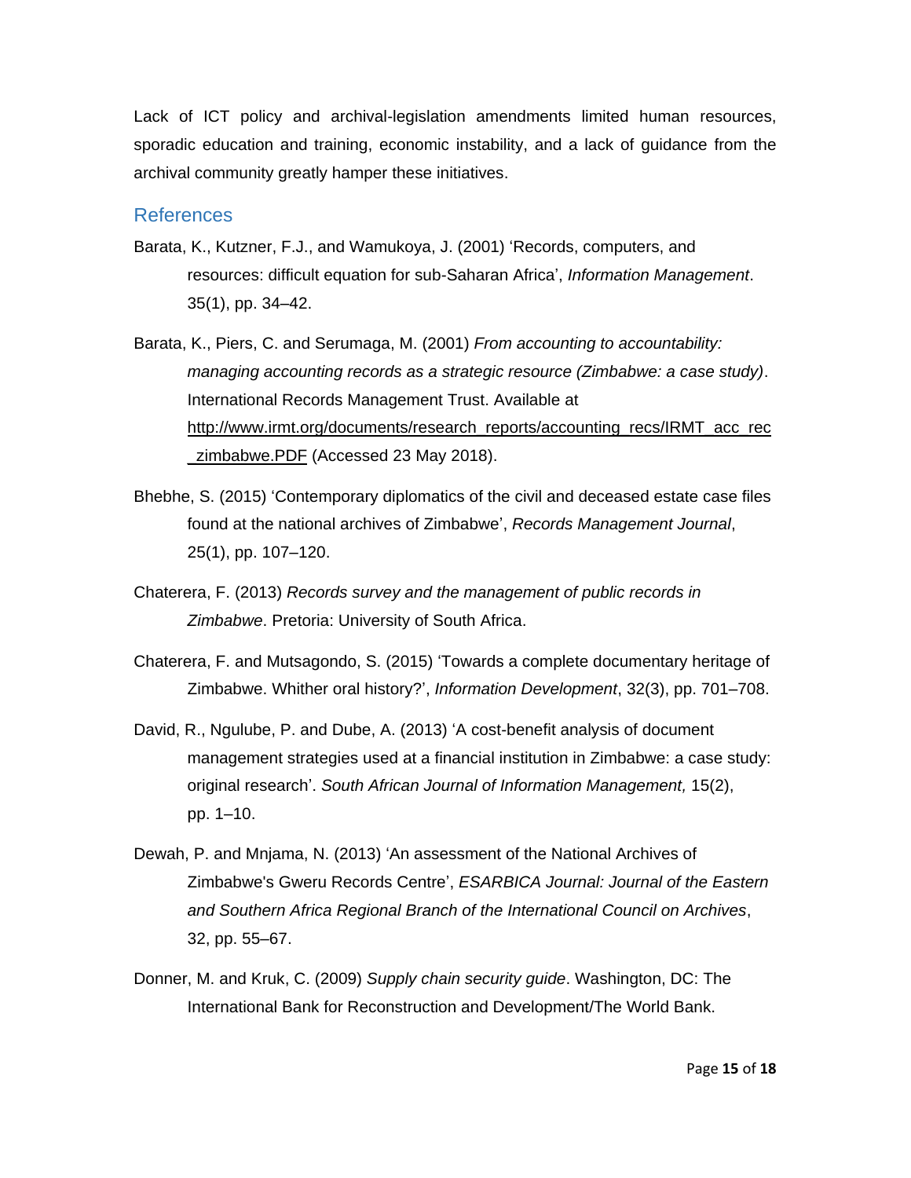Lack of ICT policy and archival-legislation amendments limited human resources, sporadic education and training, economic instability, and a lack of guidance from the archival community greatly hamper these initiatives.

## References

Barata, K., Kutzner, F.J., and Wamukoya, J. (2001) 'Records, computers, and resources: difficult equation for sub-Saharan Africa', *Information Management*. 35(1), pp. 34–42.

Barata, K., Piers, C. and Serumaga, M. (2001) *From accounting to accountability: managing accounting records as a strategic resource (Zimbabwe: a case study)*. International Records Management Trust. Available at http://www.irmt.org/documents/research_reports/accounting_recs/IRMT_acc_rec_zimbabwe.PDF (Accessed 23 May 2018).

Bhebhe, S. (2015) 'Contemporary diplomatics of the civil and deceased estate case files found at the national archives of Zimbabwe', *Records Management Journal*, 25(1), pp. 107–120.

Chaterera, F. (2013) *Records survey and the management of public records in Zimbabwe*. Pretoria: University of South Africa.

Chaterera, F. and Mutsagondo, S. (2015) 'Towards a complete documentary heritage of Zimbabwe. Whither oral history?', *Information Development*, 32(3), pp. 701–708.

David, R., Ngulube, P. and Dube, A. (2013) 'A cost-benefit analysis of document management strategies used at a financial institution in Zimbabwe: a case study: original research'. *South African Journal of Information Management,* 15(2), pp. 1–10.

Dewah, P. and Mnjama, N. (2013) 'An assessment of the National Archives of Zimbabwe's Gweru Records Centre', *ESARBICA Journal: Journal of the Eastern and Southern Africa Regional Branch of the International Council on Archives*, 32, pp. 55–67.

Donner, M. and Kruk, C. (2009) *Supply chain security guide*. Washington, DC: The International Bank for Reconstruction and Development/The World Bank.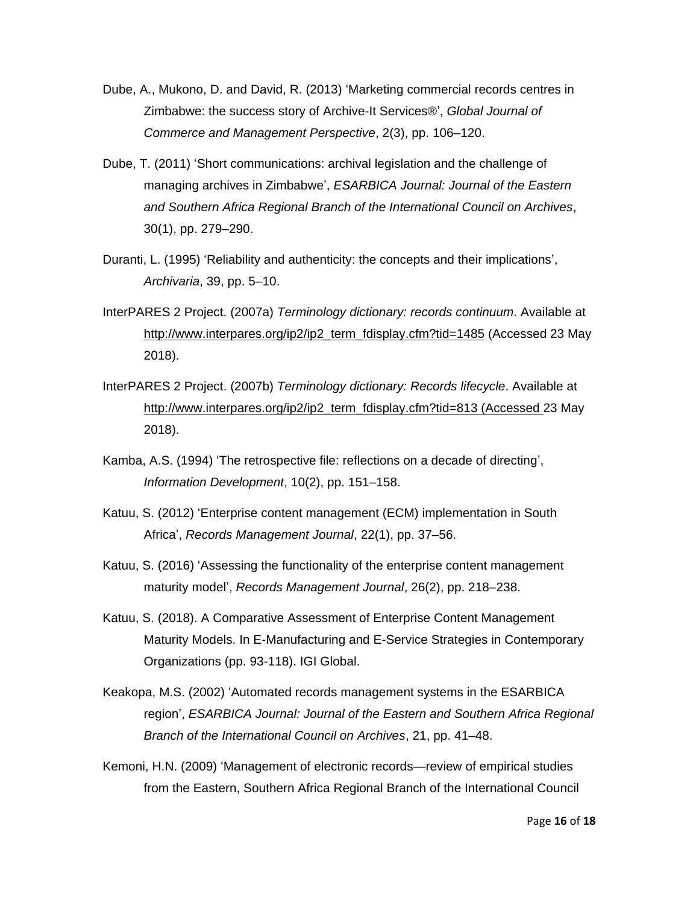Dube, A., Mukono, D. and David, R. (2013) 'Marketing commercial records centres in Zimbabwe: the success story of Archive-It Services®', *Global Journal of Commerce and Management Perspective*, 2(3), pp. 106–120.

Dube, T. (2011) 'Short communications: archival legislation and the challenge of managing archives in Zimbabwe', *ESARBICA Journal: Journal of the Eastern and Southern Africa Regional Branch of the International Council on Archives*, 30(1), pp. 279–290.

Duranti, L. (1995) 'Reliability and authenticity: the concepts and their implications', *Archivaria*, 39, pp. 5–10.

InterPARES 2 Project. (2007a) *Terminology dictionary: records continuum*. Available at http://www.interpares.org/ip2/ip2_term_fdisplay.cfm?tid=1485 (Accessed 23 May 2018).

InterPARES 2 Project. (2007b) *Terminology dictionary: Records lifecycle*. Available at http://www.interpares.org/ip2/ip2_term_fdisplay.cfm?tid=813 (Accessed 23 May 2018).

Kamba, A.S. (1994) 'The retrospective file: reflections on a decade of directing', *Information Development*, 10(2), pp. 151–158.

Katuu, S. (2012) 'Enterprise content management (ECM) implementation in South Africa', *Records Management Journal*, 22(1), pp. 37–56.

Katuu, S. (2016) 'Assessing the functionality of the enterprise content management maturity model', *Records Management Journal*, 26(2), pp. 218–238.

Katuu, S. (2018). A Comparative Assessment of Enterprise Content Management Maturity Models. In E-Manufacturing and E-Service Strategies in Contemporary Organizations (pp. 93-118). IGI Global.

Keakopa, M.S. (2002) 'Automated records management systems in the ESARBICA region', *ESARBICA Journal: Journal of the Eastern and Southern Africa Regional Branch of the International Council on Archives*, 21, pp. 41–48.

Kemoni, H.N. (2009) 'Management of electronic records—review of empirical studies from the Eastern, Southern Africa Regional Branch of the International Council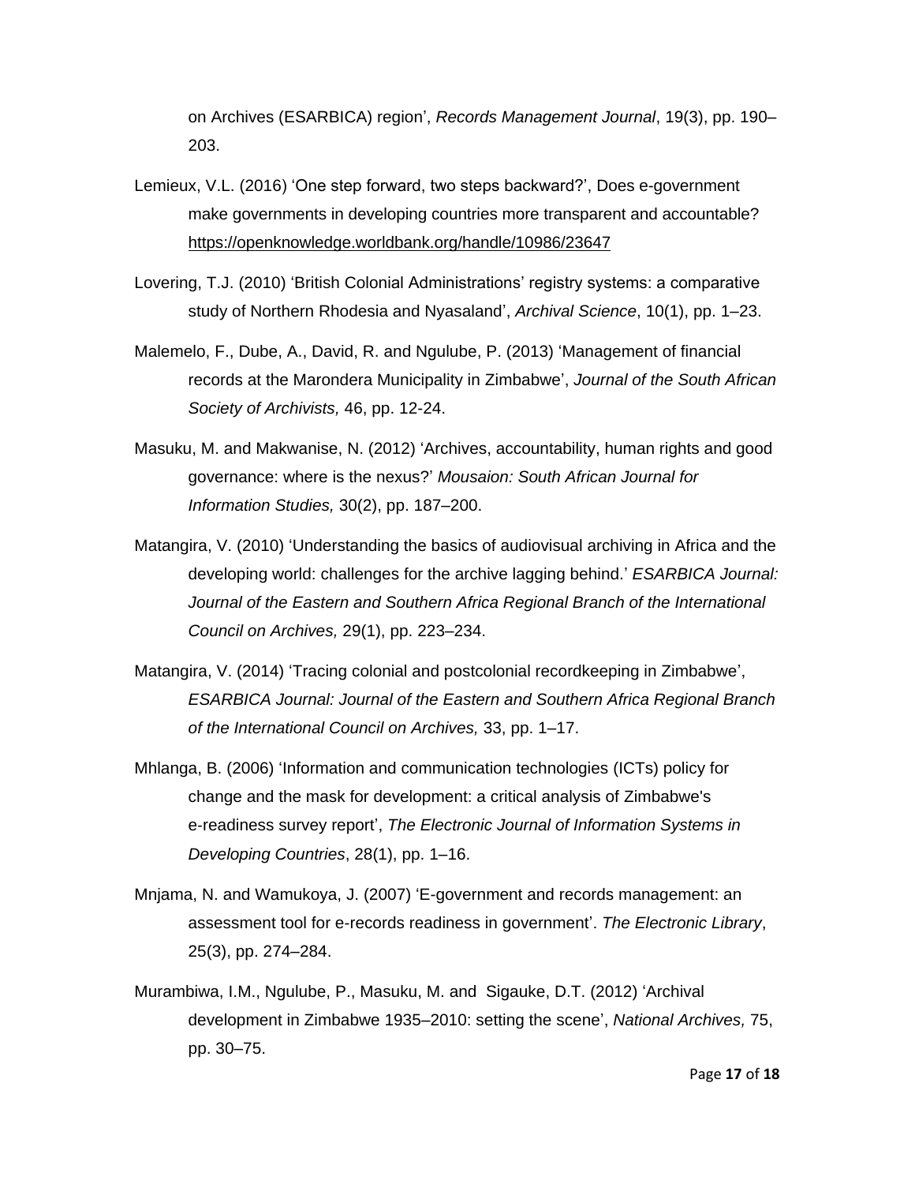on Archives (ESARBICA) region', *Records Management Journal*, 19(3), pp. 190–203.

Lemieux, V.L. (2016) 'One step forward, two steps backward?', Does e-government make governments in developing countries more transparent and accountable? https://openknowledge.worldbank.org/handle/10986/23647

Lovering, T.J. (2010) 'British Colonial Administrations' registry systems: a comparative study of Northern Rhodesia and Nyasaland', *Archival Science*, 10(1), pp. 1–23.

Malemelo, F., Dube, A., David, R. and Ngulube, P. (2013) 'Management of financial records at the Marondera Municipality in Zimbabwe', *Journal of the South African Society of Archivists,* 46, pp. 12-24.

Masuku, M. and Makwanise, N. (2012) 'Archives, accountability, human rights and good governance: where is the nexus?' *Mousaion: South African Journal for Information Studies,* 30(2), pp. 187–200.

Matangira, V. (2010) 'Understanding the basics of audiovisual archiving in Africa and the developing world: challenges for the archive lagging behind.' *ESARBICA Journal: Journal of the Eastern and Southern Africa Regional Branch of the International Council on Archives,* 29(1), pp. 223–234.

Matangira, V. (2014) 'Tracing colonial and postcolonial recordkeeping in Zimbabwe', *ESARBICA Journal: Journal of the Eastern and Southern Africa Regional Branch of the International Council on Archives,* 33, pp. 1–17.

Mhlanga, B. (2006) 'Information and communication technologies (ICTs) policy for change and the mask for development: a critical analysis of Zimbabwe's e-readiness survey report', *The Electronic Journal of Information Systems in Developing Countries*, 28(1), pp. 1–16.

Mnjama, N. and Wamukoya, J. (2007) 'E-government and records management: an assessment tool for e-records readiness in government'. *The Electronic Library*, 25(3), pp. 274–284.

Murambiwa, I.M., Ngulube, P., Masuku, M. and Sigauke, D.T. (2012) 'Archival development in Zimbabwe 1935–2010: setting the scene', *National Archives,* 75, pp. 30–75.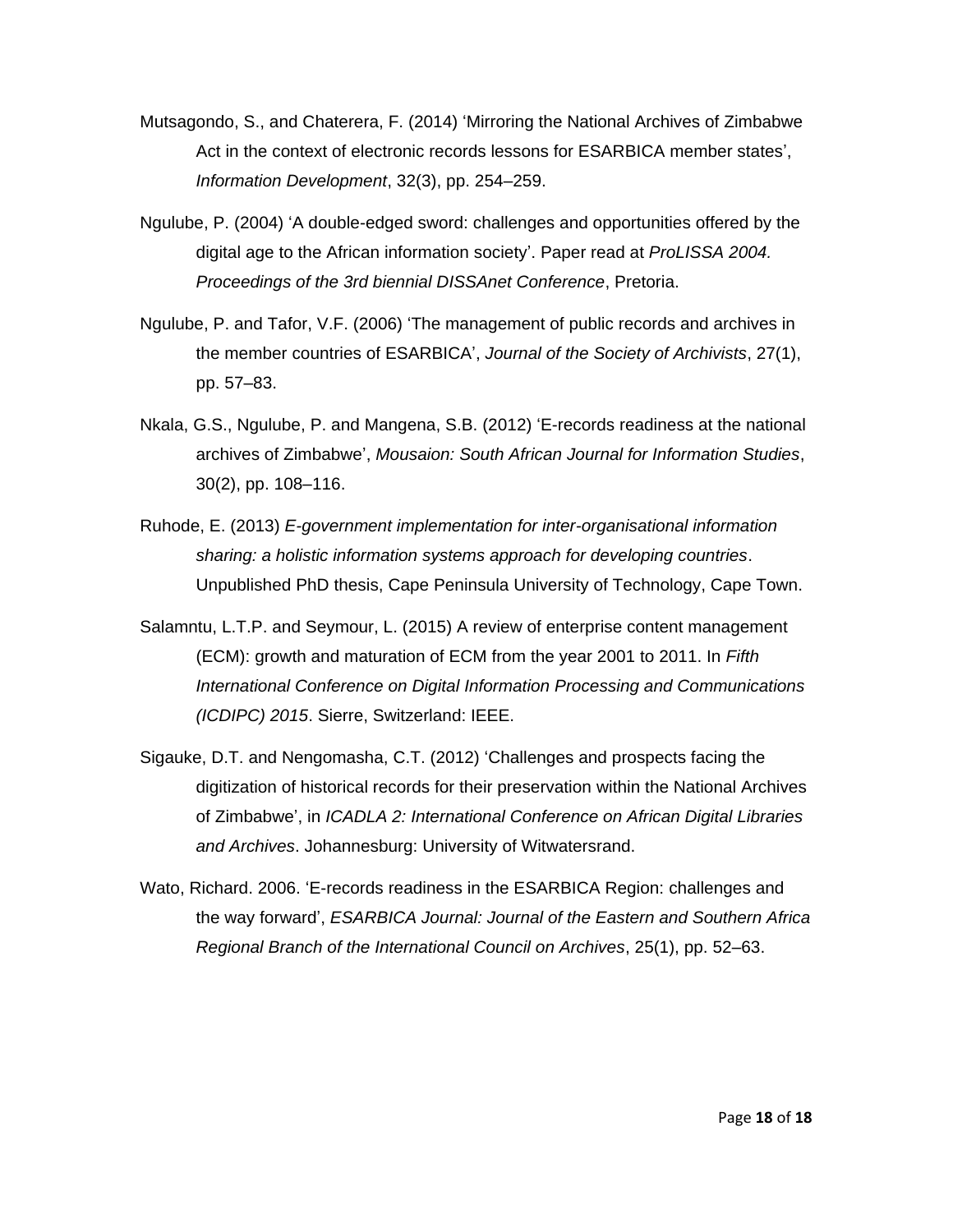Mutsagondo, S., and Chaterera, F. (2014) 'Mirroring the National Archives of Zimbabwe Act in the context of electronic records lessons for ESARBICA member states', *Information Development*, 32(3), pp. 254–259.

Ngulube, P. (2004) 'A double-edged sword: challenges and opportunities offered by the digital age to the African information society'. Paper read at *ProLISSA 2004. Proceedings of the 3rd biennial DISSAnet Conference*, Pretoria.

Ngulube, P. and Tafor, V.F. (2006) 'The management of public records and archives in the member countries of ESARBICA', *Journal of the Society of Archivists*, 27(1), pp. 57–83.

Nkala, G.S., Ngulube, P. and Mangena, S.B. (2012) 'E-records readiness at the national archives of Zimbabwe', *Mousaion: South African Journal for Information Studies*, 30(2), pp. 108–116.

Ruhode, E. (2013) *E-government implementation for inter-organisational information sharing: a holistic information systems approach for developing countries*. Unpublished PhD thesis, Cape Peninsula University of Technology, Cape Town.

Salamntu, L.T.P. and Seymour, L. (2015) A review of enterprise content management (ECM): growth and maturation of ECM from the year 2001 to 2011. In *Fifth International Conference on Digital Information Processing and Communications (ICDIPC) 2015*. Sierre, Switzerland: IEEE.

Sigauke, D.T. and Nengomasha, C.T. (2012) 'Challenges and prospects facing the digitization of historical records for their preservation within the National Archives of Zimbabwe', in *ICADLA 2: International Conference on African Digital Libraries and Archives*. Johannesburg: University of Witwatersrand.

Wato, Richard. 2006. 'E-records readiness in the ESARBICA Region: challenges and the way forward', *ESARBICA Journal: Journal of the Eastern and Southern Africa Regional Branch of the International Council on Archives*, 25(1), pp. 52–63.